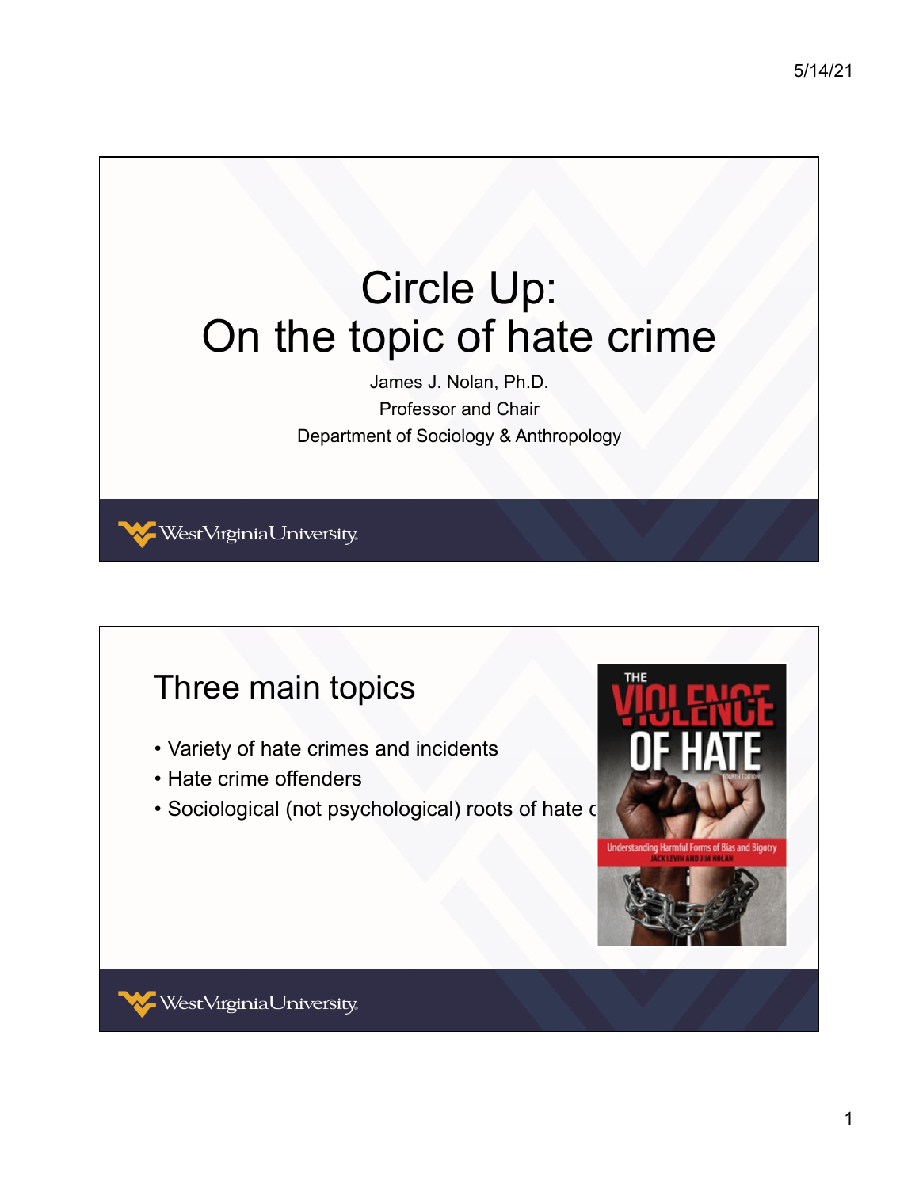# Circle Up: On the topic of hate crime

James J. Nolan, Ph.D.
Professor and Chair
Department of Sociology & Anthropology

West Virginia University

## Three main topics

- Variety of hate crimes and incidents
- Hate crime offenders
- Sociological (not psychological) roots of hate c

West Virginia University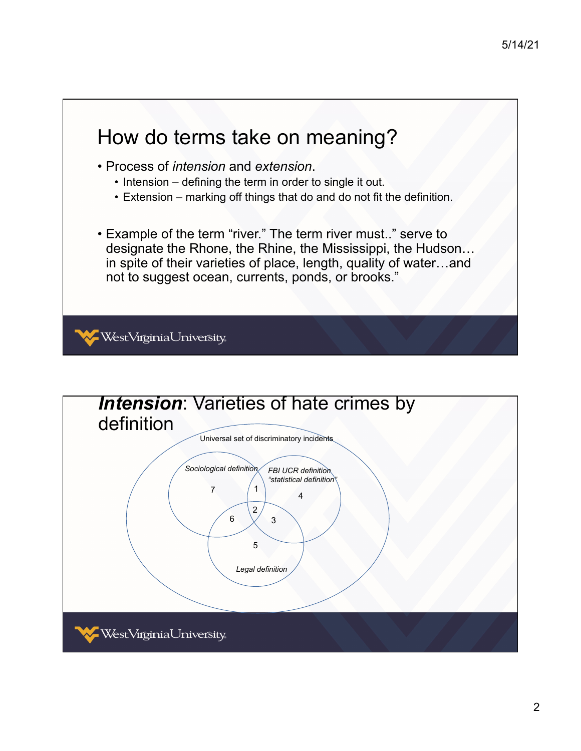# How do terms take on meaning?

- Process of *intension* and *extension*.
  - Intension – defining the term in order to single it out.
  - Extension – marking off things that do and do not fit the definition.

- Example of the term "river." The term river must.." serve to designate the Rhone, the Rhine, the Mississippi, the Hudson… in spite of their varieties of place, length, quality of water…and not to suggest ocean, currents, ponds, or brooks."

# ***Intension***: Varieties of hate crimes by definition

Universal set of discriminatory incidents

*Sociological definition*

*FBI UCR definition "statistical definition"*

*Legal definition*

7 1 4 2 6 3 5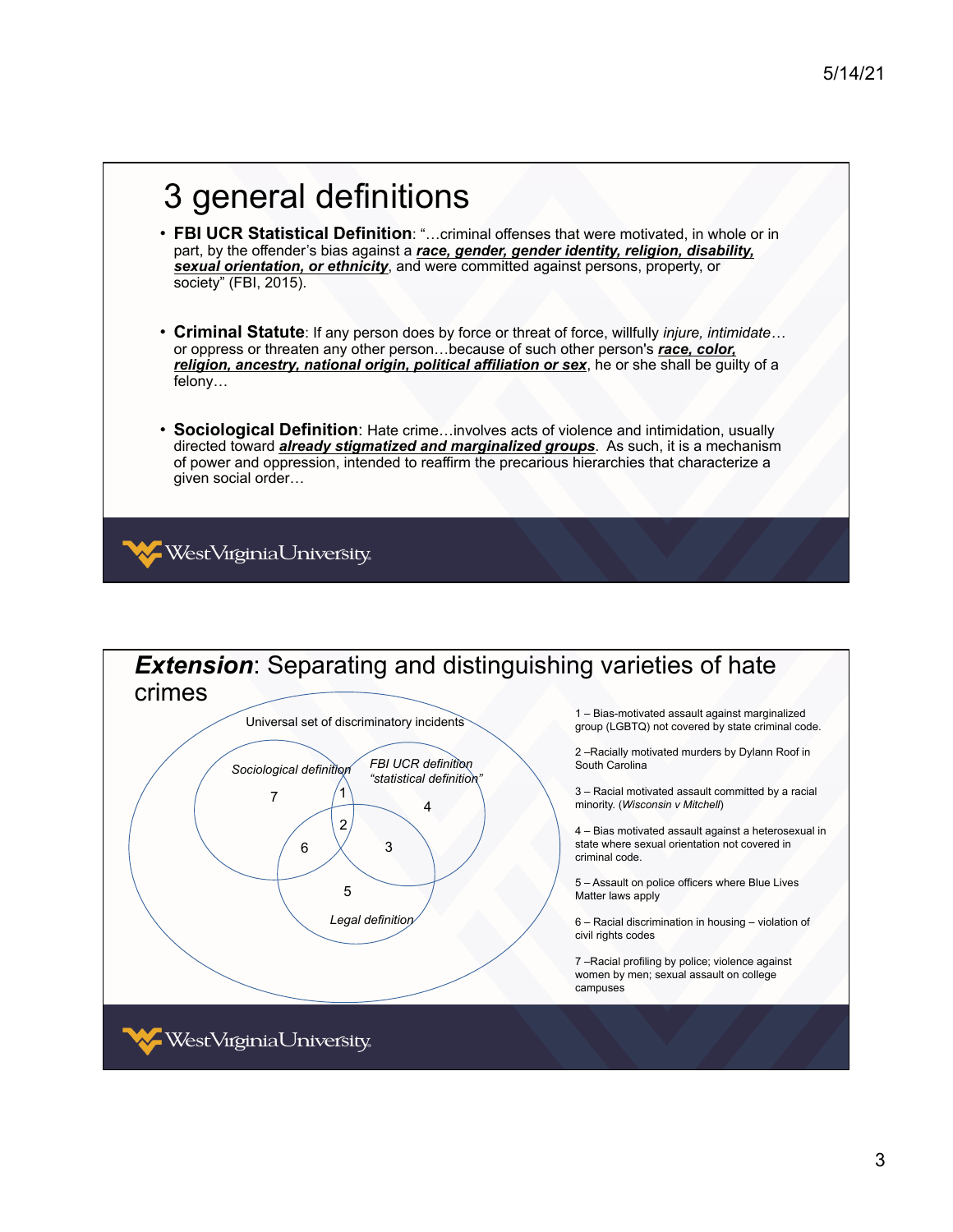# 3 general definitions

- **FBI UCR Statistical Definition**: "…criminal offenses that were motivated, in whole or in part, by the offender's bias against a ***race, gender, gender identity, religion, disability, sexual orientation, or ethnicity***, and were committed against persons, property, or society" (FBI, 2015).
- **Criminal Statute**: If any person does by force or threat of force, willfully *injure, intimidate…* or oppress or threaten any other person…because of such other person's ***race, color, religion, ancestry, national origin, political affiliation or sex***, he or she shall be guilty of a felony…
- **Sociological Definition**: Hate crime…involves acts of violence and intimidation, usually directed toward ***already stigmatized and marginalized groups***. As such, it is a mechanism of power and oppression, intended to reaffirm the precarious hierarchies that characterize a given social order…

# ***Extension***: Separating and distinguishing varieties of hate crimes

Universal set of discriminatory incidents

*Sociological definition* — *FBI UCR definition "statistical definition"* — *Legal definition*

1 – Bias-motivated assault against marginalized group (LGBTQ) not covered by state criminal code.

2 –Racially motivated murders by Dylann Roof in South Carolina

3 – Racial motivated assault committed by a racial minority. (*Wisconsin v Mitchell*)

4 – Bias motivated assault against a heterosexual in state where sexual orientation not covered in criminal code.

5 – Assault on police officers where Blue Lives Matter laws apply

6 – Racial discrimination in housing – violation of civil rights codes

7 –Racial profiling by police; violence against women by men; sexual assault on college campuses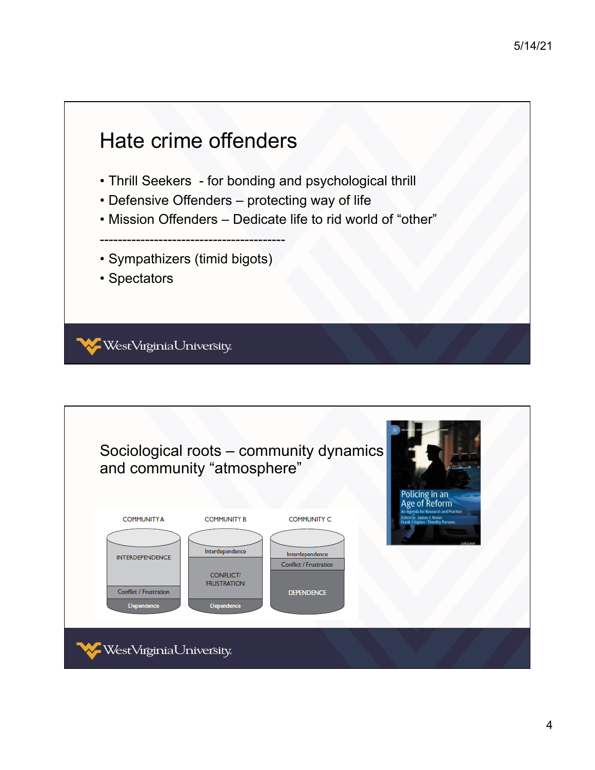# Hate crime offenders

- Thrill Seekers - for bonding and psychological thrill
- Defensive Offenders – protecting way of life
- Mission Offenders – Dedicate life to rid world of "other"

------------------------------------------

- Sympathizers (timid bigots)
- Spectators

# Sociological roots – community dynamics and community "atmosphere"

COMMUNITY A

INTERDEPENDENCE

Conflict / Frustration

Dependence

COMMUNITY B

Interdependence

CONFLICT/ FRUSTRATION

Dependence

COMMUNITY C

Interdependence

Conflict / Frustration

DEPENDENCE

Policing in an Age of Reform

An Agenda for Research and Practice

Edited by James J. Nolan, Frank Crispino · Timothy Parsons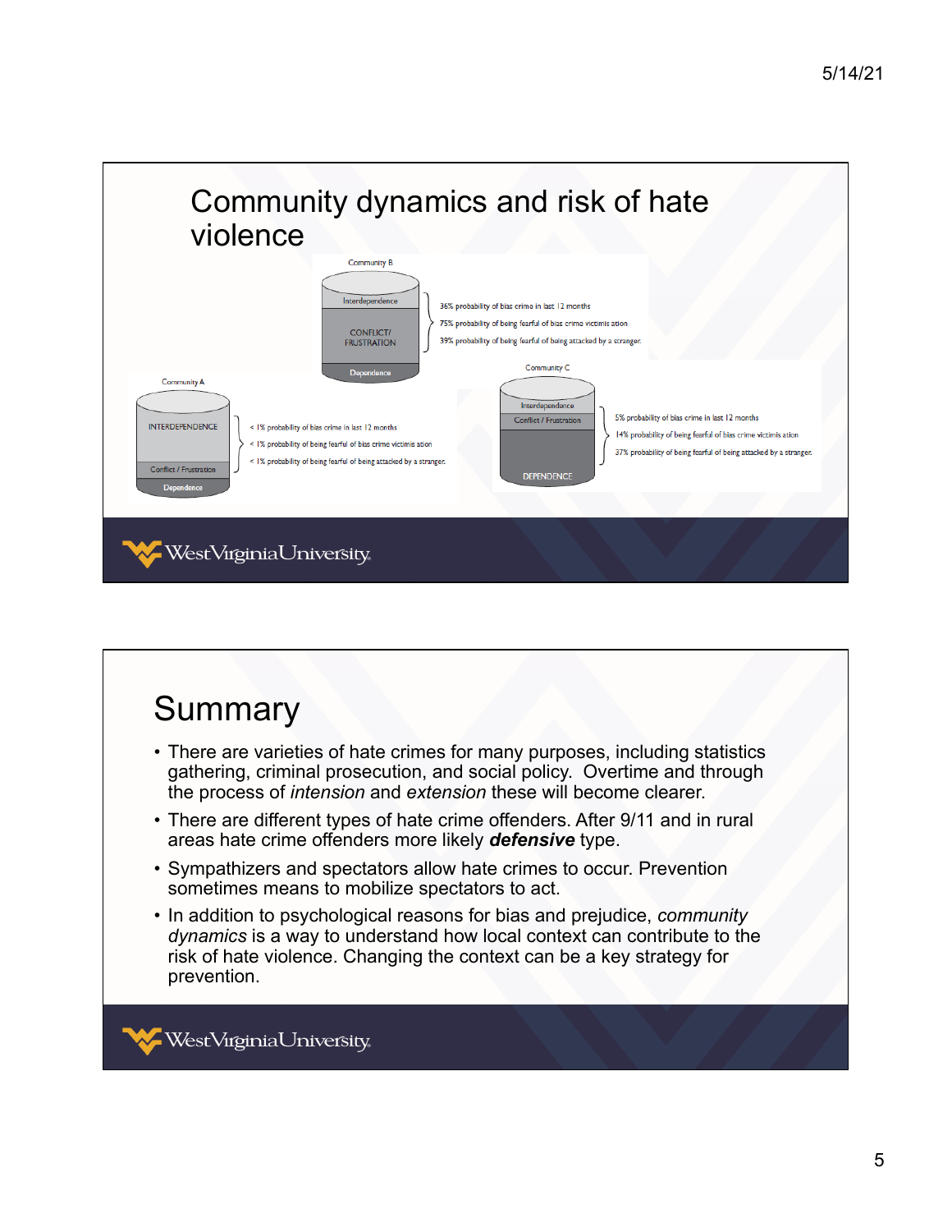## Community dynamics and risk of hate violence

Community B

Interdependence

CONFLICT/ FRUSTRATION

Dependence

36% probability of bias crime in last 12 months

75% probability of being fearful of bias crime victimization

39% probability of being fearful of being attacked by a stranger.

Community A

INTERDEPENDENCE

Conflict / Frustration

Dependence

< 1% probability of bias crime in last 12 months

< 1% probability of being fearful of bias crime victimization

< 1% probability of being fearful of being attacked by a stranger.

Community C

Interdependence

Conflict / Frustration

DEPENDENCE

5% probability of bias crime in last 12 months

14% probability of being fearful of bias crime victimization

37% probability of being fearful of being attacked by a stranger.

## Summary

- There are varieties of hate crimes for many purposes, including statistics gathering, criminal prosecution, and social policy. Overtime and through the process of *intension* and *extension* these will become clearer.
- There are different types of hate crime offenders. After 9/11 and in rural areas hate crime offenders more likely ***defensive*** type.
- Sympathizers and spectators allow hate crimes to occur. Prevention sometimes means to mobilize spectators to act.
- In addition to psychological reasons for bias and prejudice, *community dynamics* is a way to understand how local context can contribute to the risk of hate violence. Changing the context can be a key strategy for prevention.